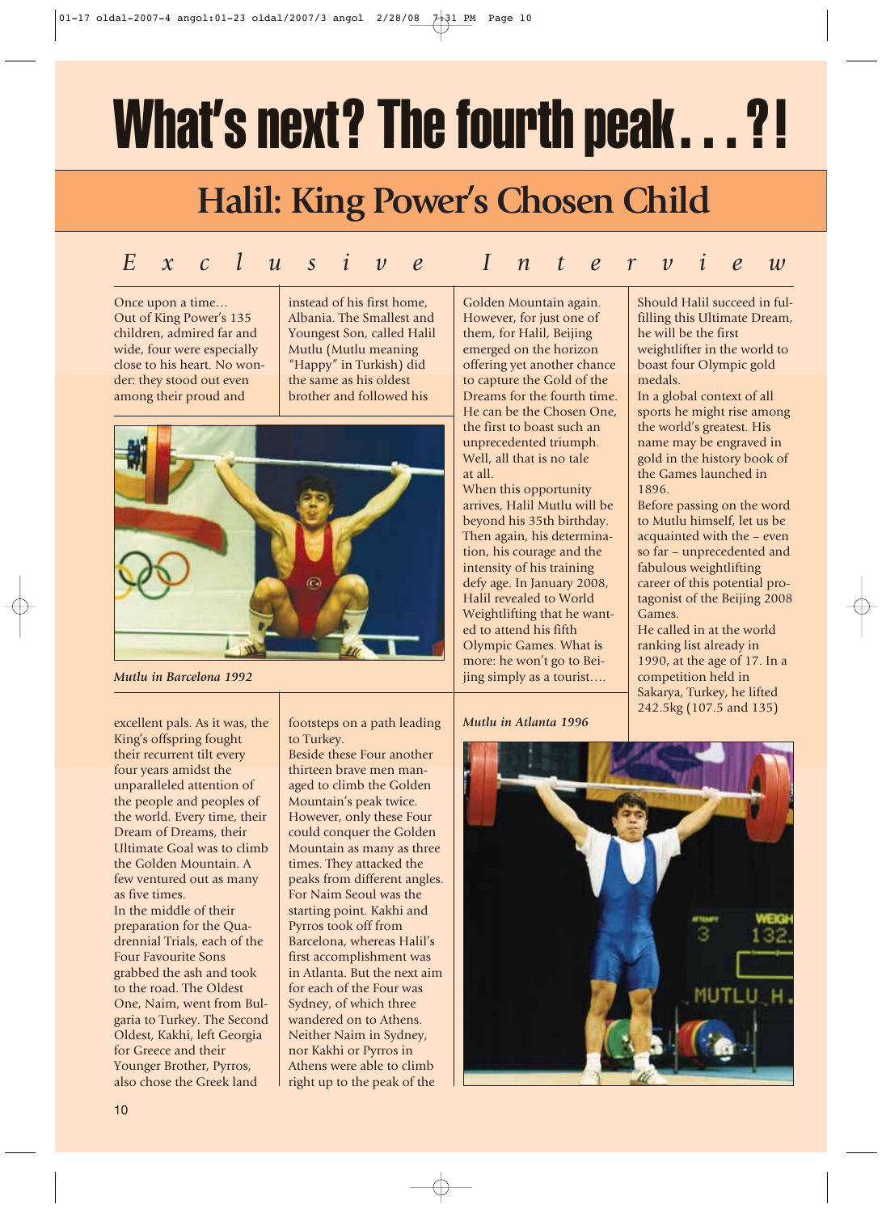# What's next? The fourth peak…?!

## Halil: King Power's Chosen Child

*Exclusive Interview*

Once upon a time… Out of King Power's 135 children, admired far and wide, four were especially close to his heart. No wonder: they stood out even among their proud and excellent pals. As it was, the King's offspring fought their recurrent tilt every four years amidst the unparalleled attention of the people and peoples of the world. Every time, their Dream of Dreams, their Ultimate Goal was to climb the Golden Mountain. A few ventured out as many as five times.

In the middle of their preparation for the Quadrennial Trials, each of the Four Favourite Sons grabbed the ash and took to the road. The Oldest One, Naim, went from Bulgaria to Turkey. The Second Oldest, Kakhi, left Georgia for Greece and their Younger Brother, Pyrros, also chose the Greek land instead of his first home, Albania. The Smallest and Youngest Son, called Halil Mutlu (Mutlu meaning "Happy" in Turkish) did the same as his oldest brother and followed his footsteps on a path leading to Turkey.

*Mutlu in Barcelona 1992*

Beside these Four another thirteen brave men managed to climb the Golden Mountain's peak twice. However, only these Four could conquer the Golden Mountain as many as three times. They attacked the peaks from different angles. For Naim Seoul was the starting point. Kakhi and Pyrros took off from Barcelona, whereas Halil's first accomplishment was in Atlanta. But the next aim for each of the Four was Sydney, of which three wandered on to Athens. Neither Naim in Sydney, nor Kakhi or Pyrros in Athens were able to climb right up to the peak of the Golden Mountain again. However, for just one of them, for Halil, Beijing emerged on the horizon offering yet another chance to capture the Gold of the Dreams for the fourth time. He can be the Chosen One, the first to boast such an unprecedented triumph.

Well, all that is no tale at all.

When this opportunity arrives, Halil Mutlu will be beyond his 35th birthday. Then again, his determination, his courage and the intensity of his training defy age. In January 2008, Halil revealed to World Weightlifting that he wanted to attend his fifth Olympic Games. What is more: he won't go to Beijing simply as a tourist….

*Mutlu in Atlanta 1996*

Should Halil succeed in fulfilling this Ultimate Dream, he will be the first weightlifter in the world to boast four Olympic gold medals.

In a global context of all sports he might rise among the world's greatest. His name may be engraved in gold in the history book of the Games launched in 1896.

Before passing on the word to Mutlu himself, let us be acquainted with the – even so far – unprecedented and fabulous weightlifting career of this potential protagonist of the Beijing 2008 Games.

He called in at the world ranking list already in 1990, at the age of 17. In a competition held in Sakarya, Turkey, he lifted 242.5kg (107.5 and 135)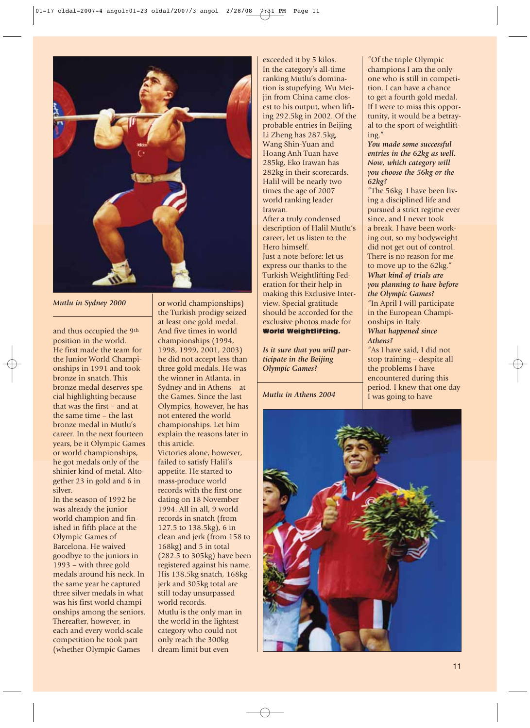*Mutlu in Sydney 2000*

and thus occupied the 9th position in the world.

He first made the team for the Junior World Championships in 1991 and took bronze in snatch. This bronze medal deserves special highlighting because that was the first – and at the same time – the last bronze medal in Mutlu's career. In the next fourteen years, be it Olympic Games or world championships, he got medals only of the shinier kind of metal. Altogether 23 in gold and 6 in silver.

In the season of 1992 he was already the junior world champion and finished in fifth place at the Olympic Games of Barcelona. He waived goodbye to the juniors in 1993 – with three gold medals around his neck. In the same year he captured three silver medals in what was his first world championships among the seniors. Thereafter, however, in each and every world-scale competition he took part (whether Olympic Games or world championships) the Turkish prodigy seized at least one gold medal. And five times in world championships (1994, 1998, 1999, 2001, 2003) he did not accept less than three gold medals. He was the winner in Atlanta, in Sydney and in Athens – at the Games. Since the last Olympics, however, he has not entered the world championships. Let him explain the reasons later in this article.

Victories alone, however, failed to satisfy Halil's appetite. He started to mass-produce world records with the first one dating on 18 November 1994. All in all, 9 world records in snatch (from 127.5 to 138.5kg), 6 in clean and jerk (from 158 to 168kg) and 5 in total (282.5 to 305kg) have been registered against his name. His 138.5kg snatch, 168kg jerk and 305kg total are still today unsurpassed world records.

Mutlu is the only man in the world in the lightest category who could not only reach the 300kg dream limit but even exceeded it by 5 kilos.

In the category's all-time ranking Mutlu's domination is stupefying. Wu Meijin from China came closest to his output, when lifting 292.5kg in 2002. Of the probable entries in Beijing Li Zheng has 287.5kg, Wang Shin-Yuan and Hoang Anh Tuan have 285kg, Eko Irawan has 282kg in their scorecards. Halil will be nearly two times the age of 2007 world ranking leader Irawan.

After a truly condensed description of Halil Mutlu's career, let us listen to the Hero himself.

Just a note before: let us express our thanks to the Turkish Weightlifting Federation for their help in making this Exclusive Interview. Special gratitude should be accorded for the exclusive photos made for **World Weightlifting.**

***Is it sure that you will participate in the Beijing Olympic Games?***

"Of the triple Olympic champions I am the only one who is still in competition. I can have a chance to get a fourth gold medal. If I were to miss this opportunity, it would be a betrayal to the sport of weightlifting."

***You made some successful entries in the 62kg as well. Now, which category will you choose the 56kg or the 62kg?***

"The 56kg. I have been living a disciplined life and pursued a strict regime ever since, and I never took a break. I have been working out, so my bodyweight did not get out of control. There is no reason for me to move up to the 62kg."

***What kind of trials are you planning to have before the Olympic Games?***

"In April I will participate in the European Championships in Italy.

***What happened since Athens?***

"As I have said, I did not stop training – despite all the problems I have encountered during this period. I knew that one day I was going to have

*Mutlu in Athens 2004*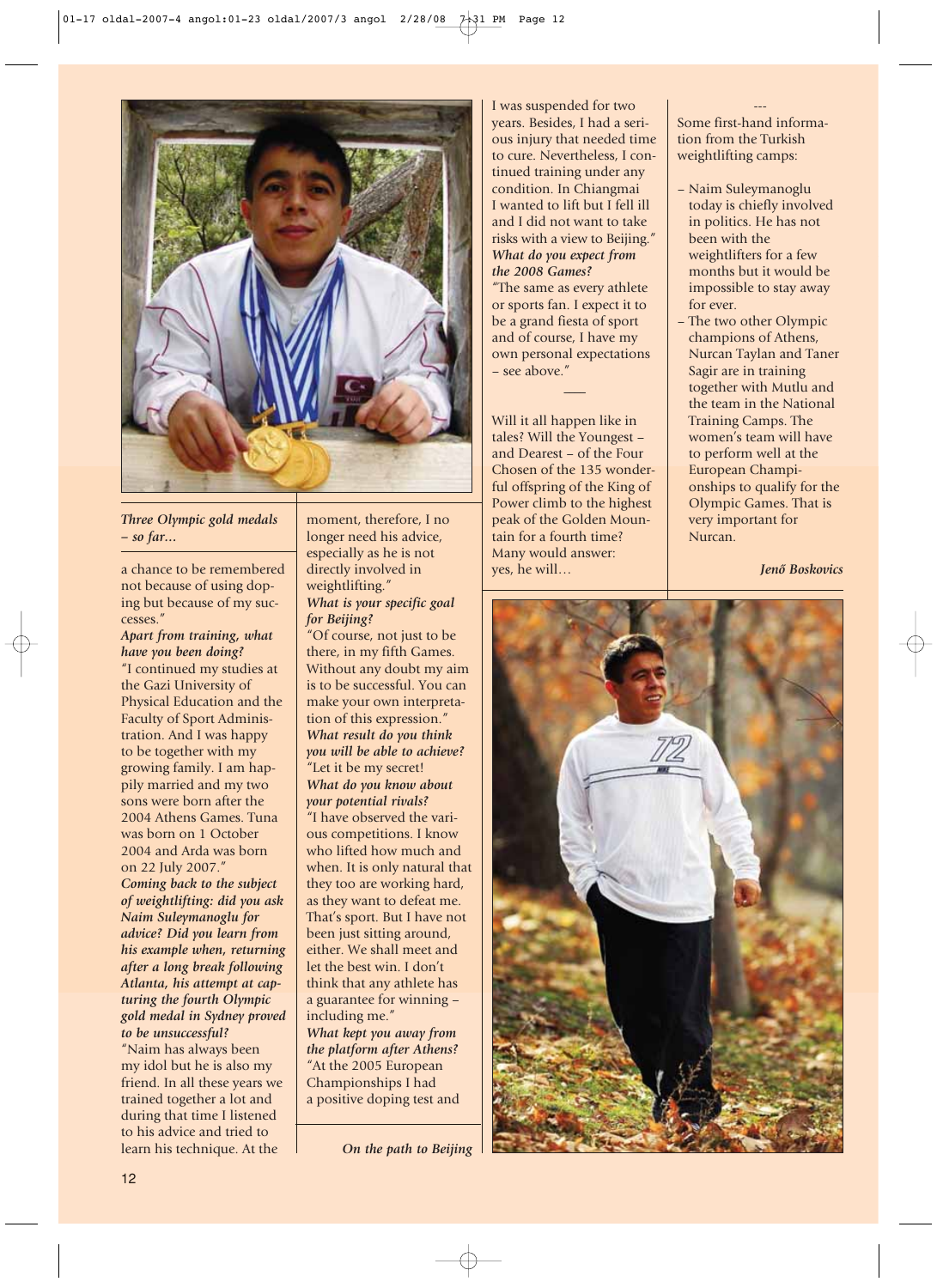*Three Olympic gold medals – so far…*

a chance to be remembered not because of using doping but because of my successes."

***Apart from training, what have you been doing?***

"I continued my studies at the Gazi University of Physical Education and the Faculty of Sport Administration. And I was happy to be together with my growing family. I am happily married and my two sons were born after the 2004 Athens Games. Tuna was born on 1 October 2004 and Arda was born on 22 July 2007."

***Coming back to the subject of weightlifting: did you ask Naim Suleymanoglu for advice? Did you learn from his example when, returning after a long break following Atlanta, his attempt at capturing the fourth Olympic gold medal in Sydney proved to be unsuccessful?***

"Naim has always been my idol but he is also my friend. In all these years we trained together a lot and during that time I listened to his advice and tried to learn his technique. At the moment, therefore, I no longer need his advice, especially as he is not directly involved in weightlifting."

***What is your specific goal for Beijing?***

"Of course, not just to be there, in my fifth Games. Without any doubt my aim is to be successful. You can make your own interpretation of this expression."

***What result do you think you will be able to achieve?***

"Let it be my secret!

***What do you know about your potential rivals?***

"I have observed the various competitions. I know who lifted how much and when. It is only natural that they too are working hard, as they want to defeat me. That's sport. But I have not been just sitting around, either. We shall meet and let the best win. I don't think that any athlete has a guarantee for winning – including me."

***What kept you away from the platform after Athens?***

"At the 2005 European Championships I had a positive doping test and I was suspended for two years. Besides, I had a serious injury that needed time to cure. Nevertheless, I continued training under any condition. In Chiangmai I wanted to lift but I fell ill and I did not want to take risks with a view to Beijing."

***What do you expect from the 2008 Games?***

"The same as every athlete or sports fan. I expect it to be a grand fiesta of sport and of course, I have my own personal expectations – see above."

---

Will it all happen like in tales? Will the Youngest – and Dearest – of the Four Chosen of the 135 wonderful offspring of the King of Power climb to the highest peak of the Golden Mountain for a fourth time? Many would answer: yes, he will…

---

Some first-hand information from the Turkish weightlifting camps:

- Naim Suleymanoglu today is chiefly involved in politics. He has not been with the weightlifters for a few months but it would be impossible to stay away for ever.
- The two other Olympic champions of Athens, Nurcan Taylan and Taner Sagir are in training together with Mutlu and the team in the National Training Camps. The women's team will have to perform well at the European Championships to qualify for the Olympic Games. That is very important for Nurcan.

***Jenő Boskovics***

*On the path to Beijing*